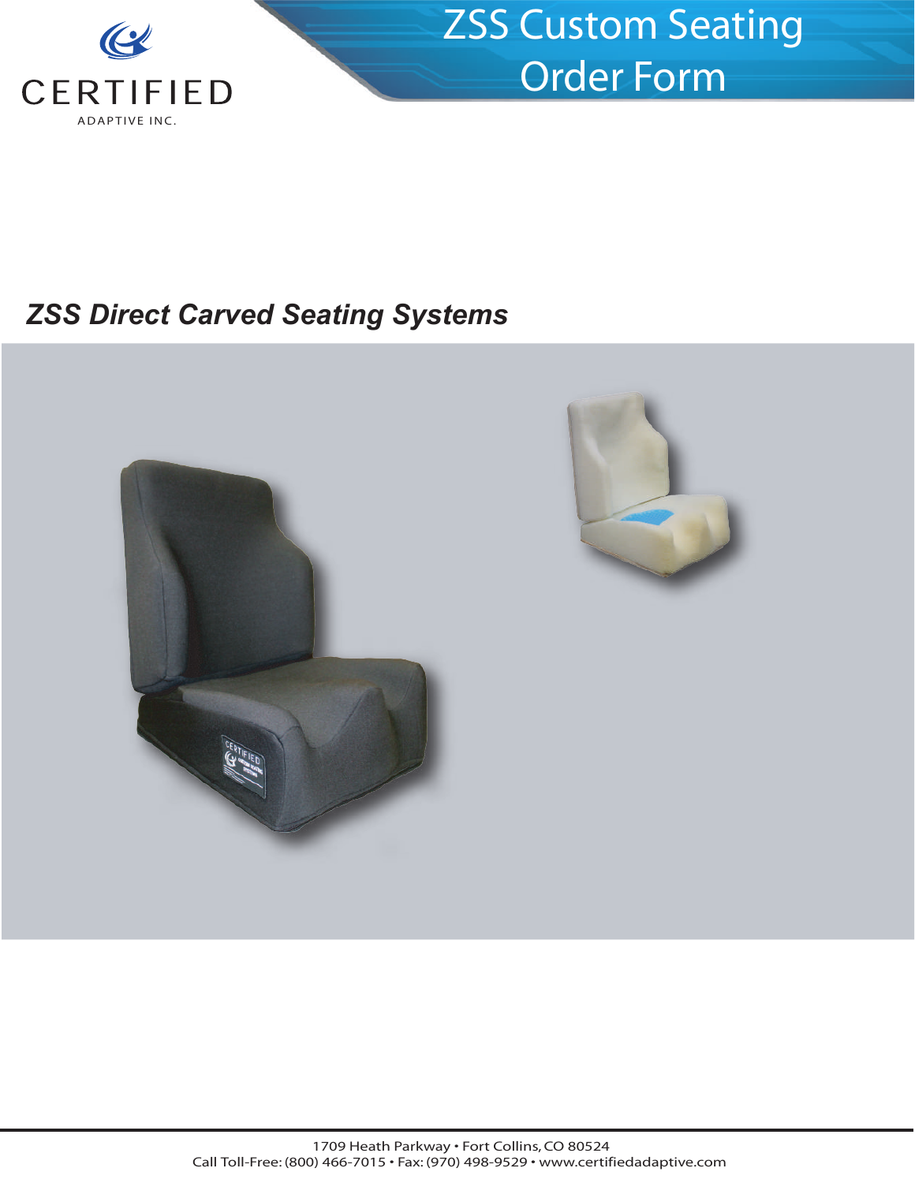CERTIFIED

ADAPTIVE INC.

# ZSS Custom Seating Order Form

## *ZSS Direct Carved Seating Systems*

1709 Heath Parkway • Fort Collins, CO 80524
Call Toll-Free: (800) 466-7015 • Fax: (970) 498-9529 • www.certifiedadaptive.com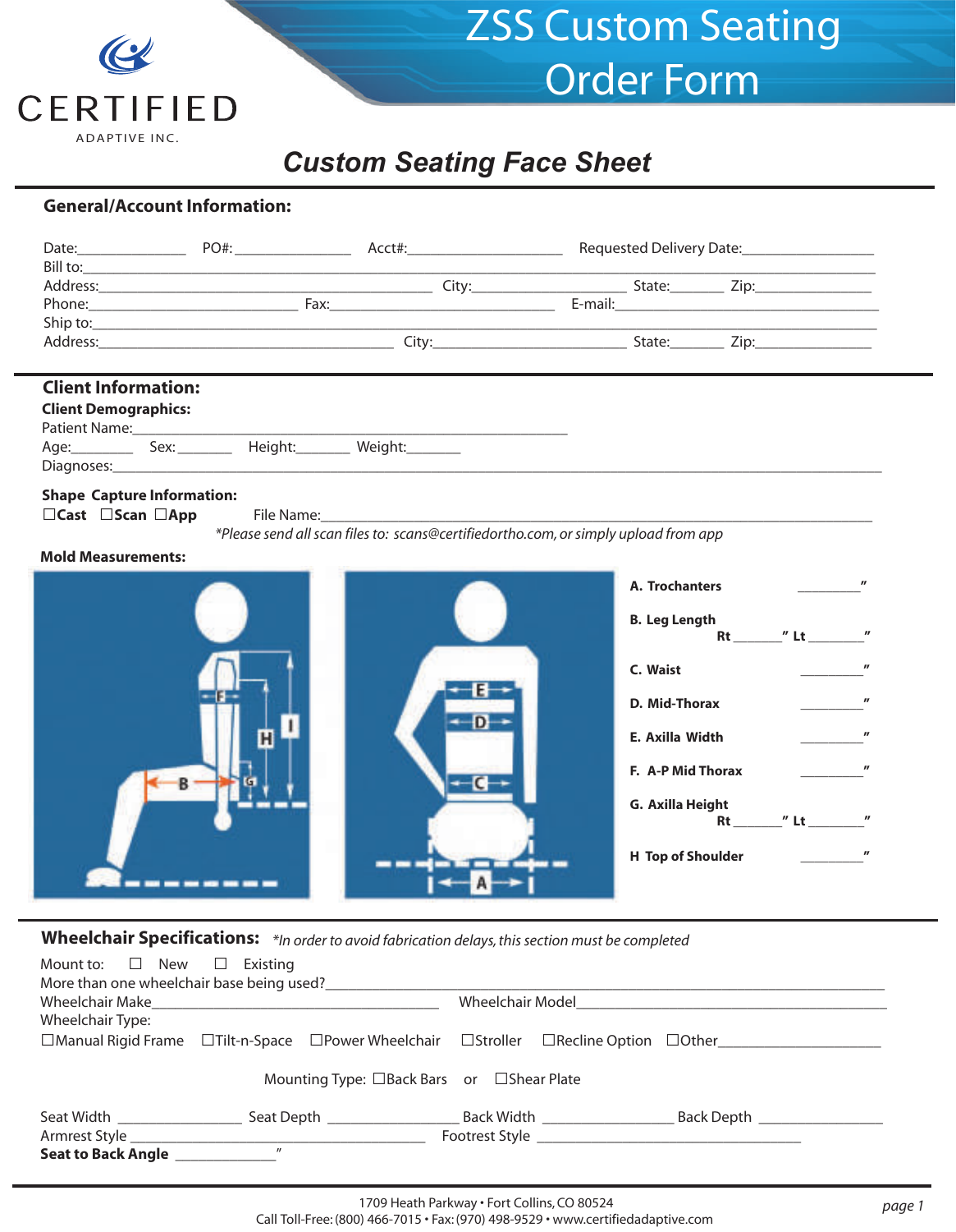CERTIFIED

ADAPTIVE INC.

# ZSS Custom Seating Order Form

## Custom Seating Face Sheet

### General/Account Information:

Date:______________ PO#:_______________ Acct#:____________________ Requested Delivery Date:_________________

Bill to:_______________________________________________________________________________________________

Address:_____________________________________________ City:____________________ State:_______ Zip:_______________

Phone:___________________________ Fax:______________________________ E-mail:____________________________________

Ship to:_______________________________________________________________________________________________

Address:_______________________________________ City:__________________________ State:_______ Zip:_______________

### Client Information:

**Client Demographics:**

Patient Name:___________________________________________________________

Age:________ Sex: _______ Height:_______ Weight:_______

Diagnoses:_____________________________________________________________________________________________

**Shape Capture Information:**

☐**Cast** ☐**Scan** ☐**App** File Name:_____________________________________________________________________

*\*Please send all scan files to: scans@certifiedortho.com, or simply upload from app*

**Mold Measurements:**

**A. Trochanters** _________"

**B. Leg Length** **Rt** _______" **Lt** _______"

**C. Waist** _________"

**D. Mid-Thorax** _________"

**E. Axilla Width** _________"

**F. A-P Mid Thorax** _________"

**G. Axilla Height** **Rt** _______" **Lt** _______"

**H Top of Shoulder** _________"

### Wheelchair Specifications: *\*In order to avoid fabrication delays, this section must be completed*

Mount to: ☐ New ☐ Existing

More than one wheelchair base being used?_____________________________________________________________

Wheelchair Make_______________________________________ Wheelchair Model__________________________________________

Wheelchair Type:

☐Manual Rigid Frame ☐Tilt-n-Space ☐Power Wheelchair ☐Stroller ☐Recline Option ☐Other_____________________

Mounting Type: ☐Back Bars or ☐Shear Plate

Seat Width ________________ Seat Depth _________________ Back Width _________________ Back Depth ________________

Armrest Style ________________________________________ Footrest Style _________________________________

**Seat to Back Angle** ______________"

1709 Heath Parkway • Fort Collins, CO 80524

Call Toll-Free: (800) 466-7015 • Fax: (970) 498-9529 • www.certifiedadaptive.com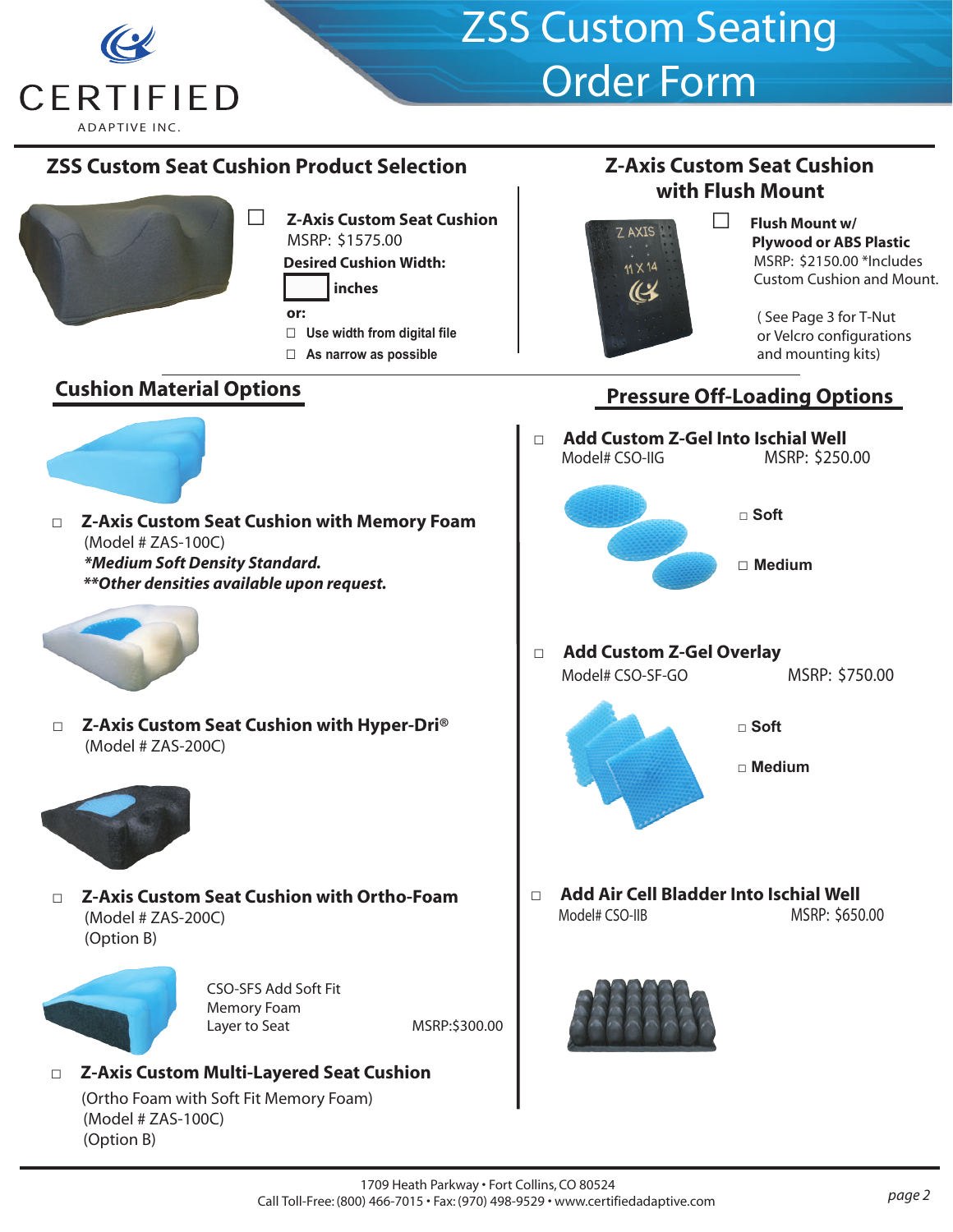# ZSS Custom Seating Order Form

CERTIFIED ADAPTIVE INC.

## ZSS Custom Seat Cushion Product Selection

☐ **Z-Axis Custom Seat Cushion**
MSRP: $1575.00
**Desired Cushion Width:**
☐ **inches**
**or:**
☐ **Use width from digital file**
☐ **As narrow as possible**

## Z-Axis Custom Seat Cushion with Flush Mount

☐ **Flush Mount w/ Plywood or ABS Plastic**
MSRP: $2150.00 *Includes Custom Cushion and Mount.

( See Page 3 for T-Nut or Velcro configurations and mounting kits)

## Cushion Material Options

☐ **Z-Axis Custom Seat Cushion with Memory Foam**
(Model # ZAS-100C)
***Medium Soft Density Standard.***
***\*\*Other densities available upon request.***

☐ **Z-Axis Custom Seat Cushion with Hyper-Dri®**
(Model # ZAS-200C)

☐ **Z-Axis Custom Seat Cushion with Ortho-Foam**
(Model # ZAS-200C)
(Option B)

CSO-SFS Add Soft Fit Memory Foam Layer to Seat — MSRP:$300.00

☐ **Z-Axis Custom Multi-Layered Seat Cushion**
(Ortho Foam with Soft Fit Memory Foam)
(Model # ZAS-100C)
(Option B)

## Pressure Off-Loading Options

☐ **Add Custom Z-Gel Into Ischial Well**
Model# CSO-IIG — MSRP: $250.00

☐ **Soft**
☐ **Medium**

☐ **Add Custom Z-Gel Overlay**
Model# CSO-SF-GO — MSRP: $750.00

☐ **Soft**
☐ **Medium**

☐ **Add Air Cell Bladder Into Ischial Well**
Model# CSO-IIB — MSRP: $650.00

1709 Heath Parkway • Fort Collins, CO 80524
Call Toll-Free: (800) 466-7015 • Fax: (970) 498-9529 • www.certifiedadaptive.com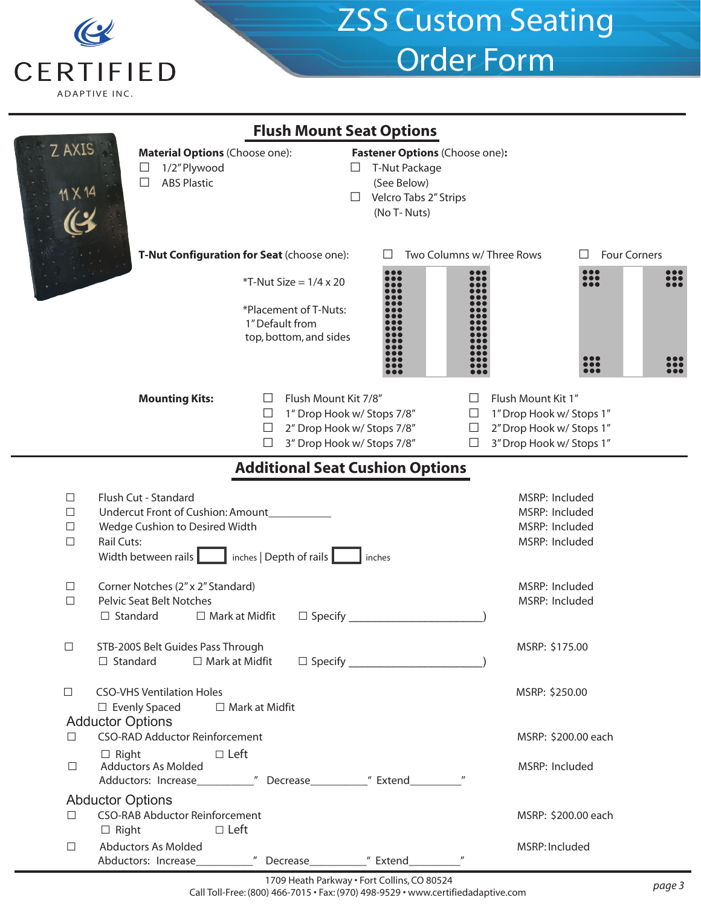CERTIFIED
ADAPTIVE INC.

# ZSS Custom Seating Order Form

## Flush Mount Seat Options

**Material Options** (Choose one):
- ☐ 1/2" Plywood
- ☐ ABS Plastic

**Fastener Options** (Choose one)**:**
- ☐ T-Nut Package (See Below)
- ☐ Velcro Tabs 2" Strips (No T- Nuts)

**T-Nut Configuration for Seat** (choose one): ☐ Two Columns w/ Three Rows ☐ Four Corners

*T-Nut Size = 1/4 x 20

*Placement of T-Nuts:
1" Default from top, bottom, and sides

**Mounting Kits:**

| | |
|---|---|
| ☐ Flush Mount Kit 7/8" | ☐ Flush Mount Kit 1" |
| ☐ 1" Drop Hook w/ Stops 7/8" | ☐ 1" Drop Hook w/ Stops 1" |
| ☐ 2" Drop Hook w/ Stops 7/8" | ☐ 2" Drop Hook w/ Stops 1" |
| ☐ 3" Drop Hook w/ Stops 7/8" | ☐ 3" Drop Hook w/ Stops 1" |

## Additional Seat Cushion Options

| Option | MSRP |
|---|---|
| ☐ Flush Cut - Standard | MSRP: Included |
| ☐ Undercut Front of Cushion: Amount__________ | MSRP: Included |
| ☐ Wedge Cushion to Desired Width | MSRP: Included |
| ☐ Rail Cuts: Width between rails [   ] inches \| Depth of rails [   ] inches | MSRP: Included |
| ☐ Corner Notches (2" x 2" Standard) | MSRP: Included |
| ☐ Pelvic Seat Belt Notches ☐ Standard ☐ Mark at Midfit ☐ Specify ______________________) | MSRP: Included |
| ☐ STB-200S Belt Guides Pass Through ☐ Standard ☐ Mark at Midfit ☐ Specify ______________________) | MSRP: $175.00 |
| ☐ CSO-VHS Ventilation Holes ☐ Evenly Spaced ☐ Mark at Midfit | MSRP: $250.00 |

### Adductor Options

| Option | MSRP |
|---|---|
| ☐ CSO-RAD Adductor Reinforcement ☐ Right ☐ Left | MSRP: $200.00 each |
| ☐ Adductors As Molded Adductors: Increase_________" Decrease_________" Extend_________" | MSRP: Included |

### Abductor Options

| Option | MSRP |
|---|---|
| ☐ CSO-RAB Abductor Reinforcement ☐ Right ☐ Left | MSRP: $200.00 each |
| ☐ Abductors As Molded Abductors: Increase_________" Decrease_________" Extend_________" | MSRP: Included |

1709 Heath Parkway • Fort Collins, CO 80524
Call Toll-Free: (800) 466-7015 • Fax: (970) 498-9529 • www.certifiedadaptive.com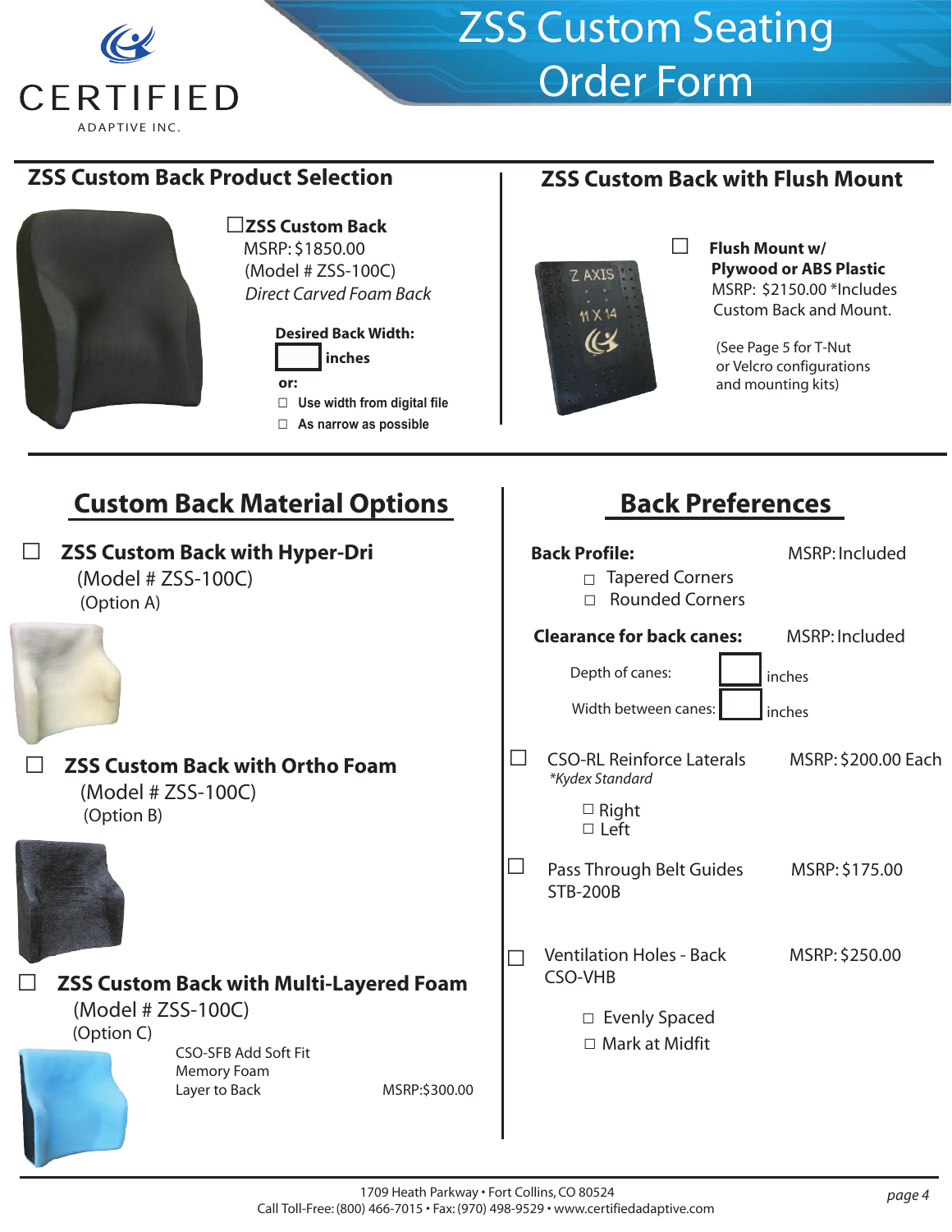# ZSS Custom Seating Order Form

CERTIFIED ADAPTIVE INC.

## ZSS Custom Back Product Selection

☐ **ZSS Custom Back**
MSRP: $1850.00
(Model # ZSS-100C)
*Direct Carved Foam Back*

**Desired Back Width:** ☐ **inches**

**or:**

- ☐ Use width from digital file
- ☐ As narrow as possible

## ZSS Custom Back with Flush Mount

☐ **Flush Mount w/ Plywood or ABS Plastic**
MSRP: $2150.00 *Includes Custom Back and Mount.

(See Page 5 for T-Nut or Velcro configurations and mounting kits)

## Custom Back Material Options

☐ **ZSS Custom Back with Hyper-Dri**
(Model # ZSS-100C)
(Option A)

☐ **ZSS Custom Back with Ortho Foam**
(Model # ZSS-100C)
(Option B)

☐ **ZSS Custom Back with Multi-Layered Foam**
(Model # ZSS-100C)
(Option C)

CSO-SFB Add Soft Fit Memory Foam Layer to Back — MSRP: $300.00

## Back Preferences

**Back Profile:** — MSRP: Included
- ☐ Tapered Corners
- ☐ Rounded Corners

**Clearance for back canes:** — MSRP: Included

Depth of canes: ☐ inches

Width between canes: ☐ inches

☐ CSO-RL Reinforce Laterals — MSRP: $200.00 Each
*\*Kydex Standard*
- ☐ Right
- ☐ Left

☐ Pass Through Belt Guides STB-200B — MSRP: $175.00

☐ Ventilation Holes - Back CSO-VHB — MSRP: $250.00
- ☐ Evenly Spaced
- ☐ Mark at Midfit

1709 Heath Parkway • Fort Collins, CO 80524
Call Toll-Free: (800) 466-7015 • Fax: (970) 498-9529 • www.certifiedadaptive.com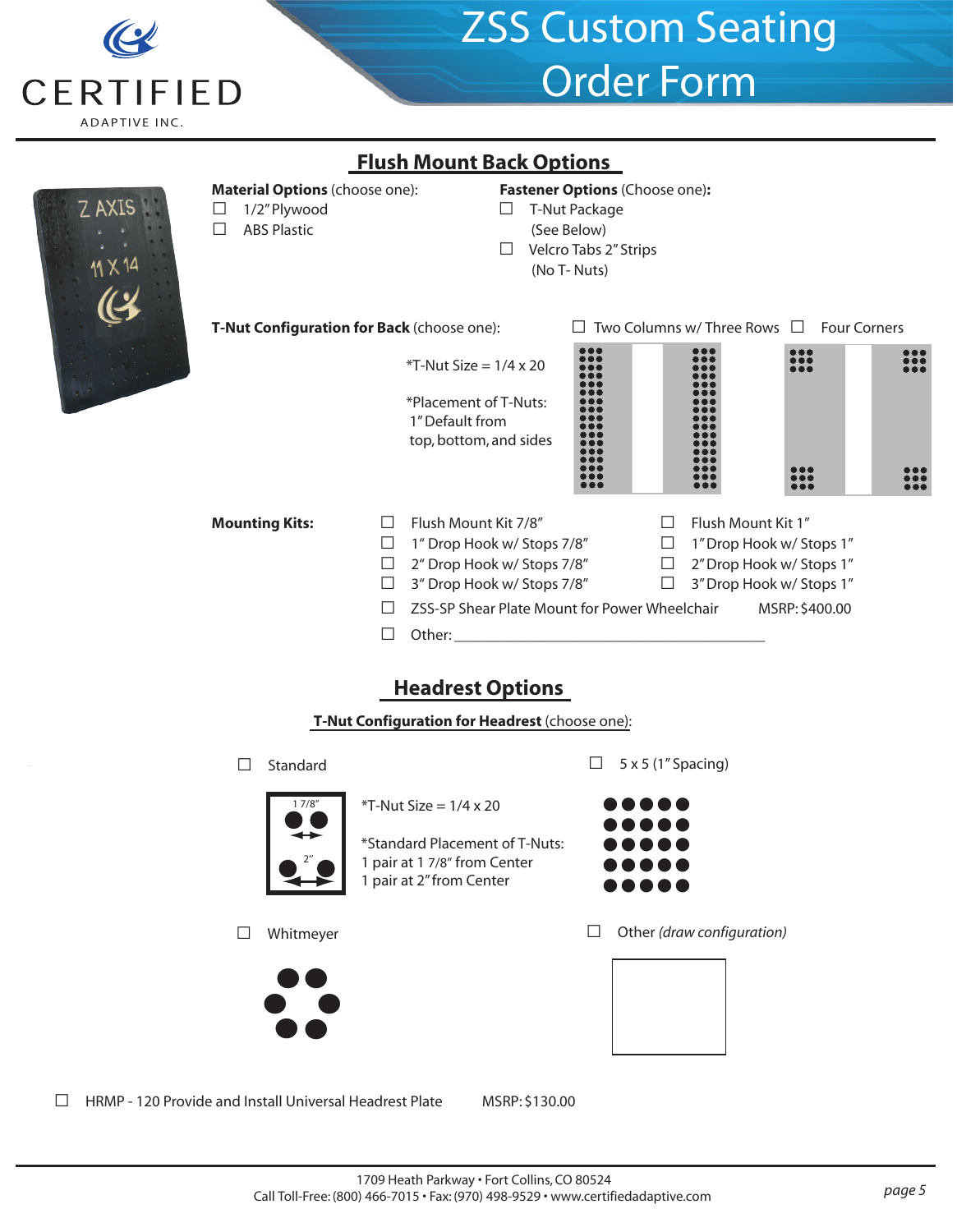# ZSS Custom Seating Order Form

CERTIFIED ADAPTIVE INC.

## Flush Mount Back Options

**Material Options** (choose one):
- ☐ 1/2" Plywood
- ☐ ABS Plastic

**Fastener Options** (Choose one):
- ☐ T-Nut Package (See Below)
- ☐ Velcro Tabs 2" Strips (No T- Nuts)

**T-Nut Configuration for Back** (choose one): ☐ Two Columns w/ Three Rows ☐ Four Corners

*T-Nut Size = 1/4 x 20

*Placement of T-Nuts: 1" Default from top, bottom, and sides

**Mounting Kits:**
- ☐ Flush Mount Kit 7/8"
- ☐ 1" Drop Hook w/ Stops 7/8"
- ☐ 2" Drop Hook w/ Stops 7/8"
- ☐ 3" Drop Hook w/ Stops 7/8"
- ☐ Flush Mount Kit 1"
- ☐ 1" Drop Hook w/ Stops 1"
- ☐ 2" Drop Hook w/ Stops 1"
- ☐ 3" Drop Hook w/ Stops 1"
- ☐ ZSS-SP Shear Plate Mount for Power Wheelchair MSRP: $400.00
- ☐ Other: ____________________________________________

## Headrest Options

**T-Nut Configuration for Headrest** (choose one):

☐ Standard

1 7/8"

2"

*T-Nut Size = 1/4 x 20

*Standard Placement of T-Nuts:
1 pair at 1 7/8" from Center
1 pair at 2" from Center

☐ 5 x 5 (1" Spacing)

☐ Whitmeyer

☐ Other *(draw configuration)*

☐ HRMP - 120 Provide and Install Universal Headrest Plate MSRP: $130.00

1709 Heath Parkway • Fort Collins, CO 80524
Call Toll-Free: (800) 466-7015 • Fax: (970) 498-9529 • www.certifiedadaptive.com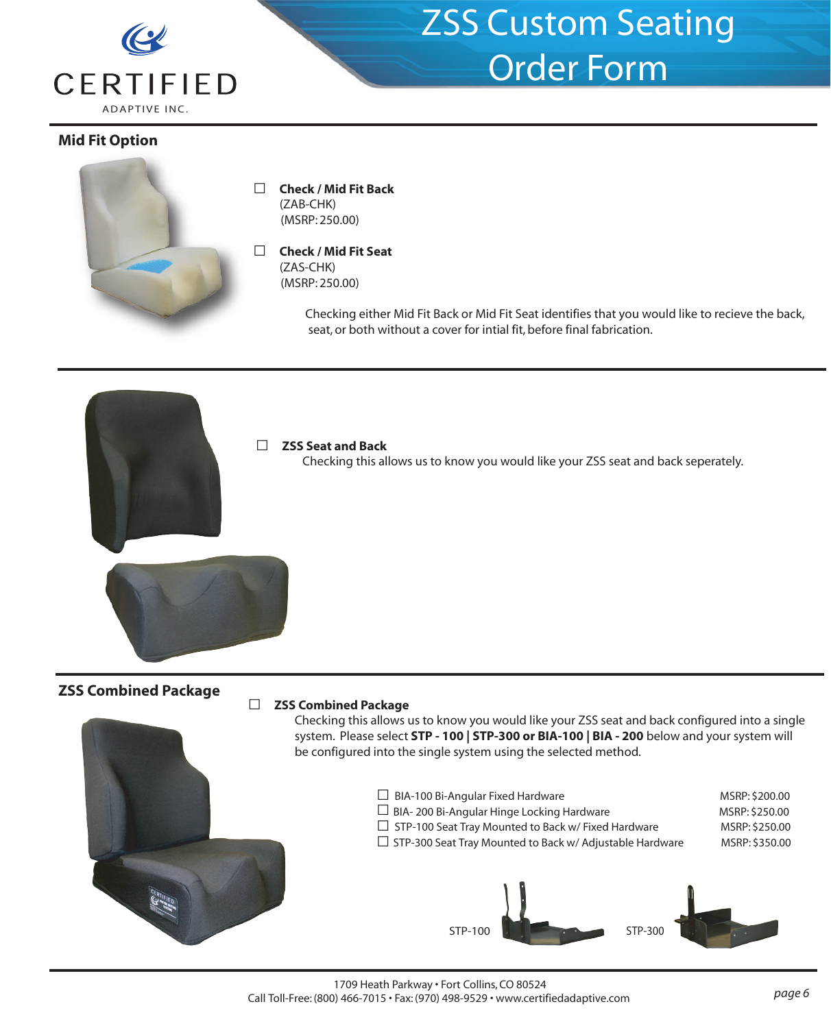# ZSS Custom Seating Order Form

CERTIFIED ADAPTIVE INC.

## Mid Fit Option

☐ **Check / Mid Fit Back**
(ZAB-CHK)
(MSRP: 250.00)

☐ **Check / Mid Fit Seat**
(ZAS-CHK)
(MSRP: 250.00)

Checking either Mid Fit Back or Mid Fit Seat identifies that you would like to recieve the back, seat, or both without a cover for intial fit, before final fabrication.

☐ **ZSS Seat and Back**
Checking this allows us to know you would like your ZSS seat and back seperately.

## ZSS Combined Package

☐ **ZSS Combined Package**
Checking this allows us to know you would like your ZSS seat and back configured into a single system. Please select **STP - 100 | STP-300 or BIA-100 | BIA - 200** below and your system will be configured into the single system using the selected method.

| | |
|---|---|
| ☐ BIA-100 Bi-Angular Fixed Hardware | MSRP: $200.00 |
| ☐ BIA- 200 Bi-Angular Hinge Locking Hardware | MSRP: $250.00 |
| ☐ STP-100 Seat Tray Mounted to Back w/ Fixed Hardware | MSRP: $250.00 |
| ☐ STP-300 Seat Tray Mounted to Back w/ Adjustable Hardware | MSRP: $350.00 |

STP-100 STP-300

1709 Heath Parkway • Fort Collins, CO 80524
Call Toll-Free: (800) 466-7015 • Fax: (970) 498-9529 • www.certifiedadaptive.com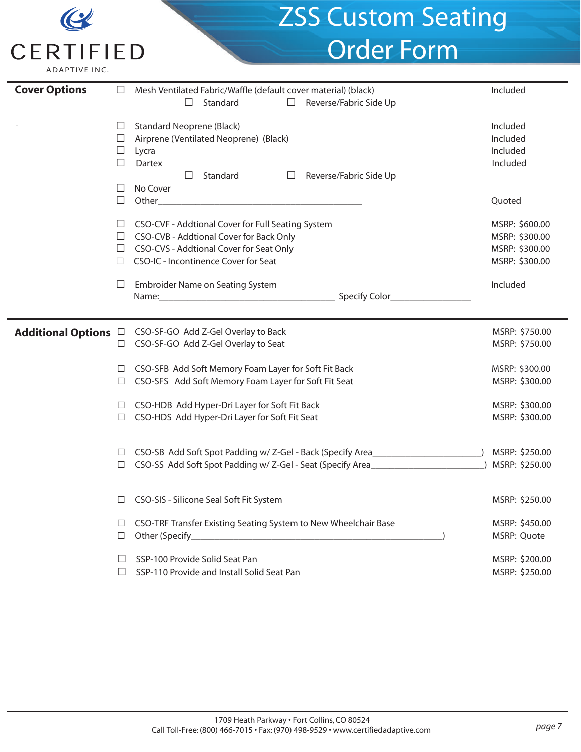# ZSS Custom Seating Order Form

CERTIFIED ADAPTIVE INC.

## Cover Options

| | Option | Price |
|---|---|---|
| ☐ | Mesh Ventilated Fabric/Waffle (default cover material) (black) ☐ Standard ☐ Reverse/Fabric Side Up | Included |
| ☐ | Standard Neoprene (Black) | Included |
| ☐ | Airprene (Ventilated Neoprene) (Black) | Included |
| ☐ | Lycra | Included |
| ☐ | Dartex ☐ Standard ☐ Reverse/Fabric Side Up | Included |
| ☐ | No Cover | |
| ☐ | Other_______________________________________ | Quoted |
| ☐ | CSO-CVF - Addtional Cover for Full Seating System | MSRP: $600.00 |
| ☐ | CSO-CVB - Addtional Cover for Back Only | MSRP: $300.00 |
| ☐ | CSO-CVS - Addtional Cover for Seat Only | MSRP: $300.00 |
| ☐ | CSO-IC - Incontinence Cover for Seat | MSRP: $300.00 |
| ☐ | Embroider Name on Seating System<br>Name:_______________________ Specify Color_______________ | Included |

## Additional Options

| | Option | Price |
|---|---|---|
| ☐ | CSO-SF-GO Add Z-Gel Overlay to Back | MSRP: $750.00 |
| ☐ | CSO-SF-GO Add Z-Gel Overlay to Seat | MSRP: $750.00 |
| ☐ | CSO-SFB Add Soft Memory Foam Layer for Soft Fit Back | MSRP: $300.00 |
| ☐ | CSO-SFS Add Soft Memory Foam Layer for Soft Fit Seat | MSRP: $300.00 |
| ☐ | CSO-HDB Add Hyper-Dri Layer for Soft Fit Back | MSRP: $300.00 |
| ☐ | CSO-HDS Add Hyper-Dri Layer for Soft Fit Seat | MSRP: $300.00 |
| ☐ | CSO-SB Add Soft Spot Padding w/ Z-Gel - Back (Specify Area_____________________) | MSRP: $250.00 |
| ☐ | CSO-SS Add Soft Spot Padding w/ Z-Gel - Seat (Specify Area_____________________) | MSRP: $250.00 |
| ☐ | CSO-SIS - Silicone Seal Soft Fit System | MSRP: $250.00 |
| ☐ | CSO-TRF Transfer Existing Seating System to New Wheelchair Base | MSRP: $450.00 |
| ☐ | Other (Specify_______________________________________) | MSRP: Quote |
| ☐ | SSP-100 Provide Solid Seat Pan | MSRP: $200.00 |
| ☐ | SSP-110 Provide and Install Solid Seat Pan | MSRP: $250.00 |

1709 Heath Parkway • Fort Collins, CO 80524
Call Toll-Free: (800) 466-7015 • Fax: (970) 498-9529 • www.certifiedadaptive.com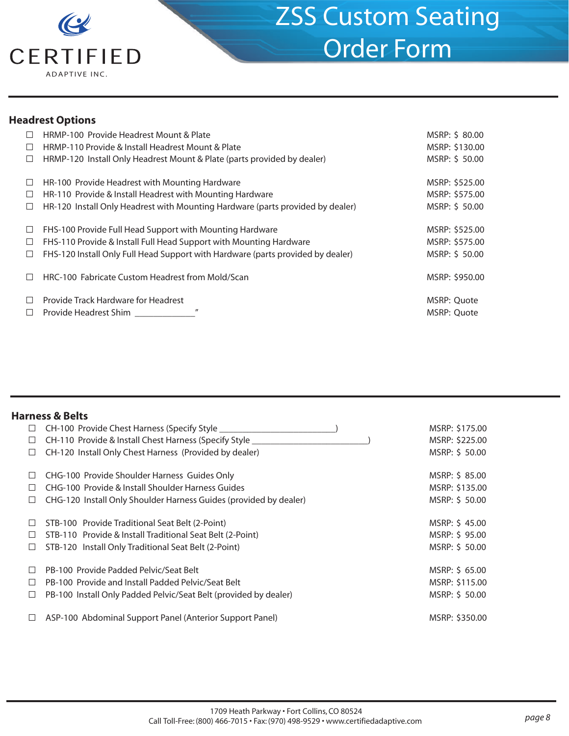# ZSS Custom Seating Order Form

CERTIFIED ADAPTIVE INC.

## Headrest Options

- ☐ HRMP-100 Provide Headrest Mount & Plate — MSRP: $ 80.00
- ☐ HRMP-110 Provide & Install Headrest Mount & Plate — MSRP: $130.00
- ☐ HRMP-120 Install Only Headrest Mount & Plate (parts provided by dealer) — MSRP: $ 50.00

- ☐ HR-100 Provide Headrest with Mounting Hardware — MSRP: $525.00
- ☐ HR-110 Provide & Install Headrest with Mounting Hardware — MSRP: $575.00
- ☐ HR-120 Install Only Headrest with Mounting Hardware (parts provided by dealer) — MSRP: $ 50.00

- ☐ FHS-100 Provide Full Head Support with Mounting Hardware — MSRP: $525.00
- ☐ FHS-110 Provide & Install Full Head Support with Mounting Hardware — MSRP: $575.00
- ☐ FHS-120 Install Only Full Head Support with Hardware (parts provided by dealer) — MSRP: $ 50.00

- ☐ HRC-100 Fabricate Custom Headrest from Mold/Scan — MSRP: $950.00

- ☐ Provide Track Hardware for Headrest — MSRP: Quote
- ☐ Provide Headrest Shim _____________" — MSRP: Quote

## Harness & Belts

- ☐ CH-100 Provide Chest Harness (Specify Style ________________________) — MSRP: $175.00
- ☐ CH-110 Provide & Install Chest Harness (Specify Style ________________________) — MSRP: $225.00
- ☐ CH-120 Install Only Chest Harness (Provided by dealer) — MSRP: $ 50.00

- ☐ CHG-100 Provide Shoulder Harness Guides Only — MSRP: $ 85.00
- ☐ CHG-100 Provide & Install Shoulder Harness Guides — MSRP: $135.00
- ☐ CHG-120 Install Only Shoulder Harness Guides (provided by dealer) — MSRP: $ 50.00

- ☐ STB-100 Provide Traditional Seat Belt (2-Point) — MSRP: $ 45.00
- ☐ STB-110 Provide & Install Traditional Seat Belt (2-Point) — MSRP: $ 95.00
- ☐ STB-120 Install Only Traditional Seat Belt (2-Point) — MSRP: $ 50.00

- ☐ PB-100 Provide Padded Pelvic/Seat Belt — MSRP: $ 65.00
- ☐ PB-100 Provide and Install Padded Pelvic/Seat Belt — MSRP: $115.00
- ☐ PB-100 Install Only Padded Pelvic/Seat Belt (provided by dealer) — MSRP: $ 50.00

- ☐ ASP-100 Abdominal Support Panel (Anterior Support Panel) — MSRP: $350.00

1709 Heath Parkway • Fort Collins, CO 80524
Call Toll-Free: (800) 466-7015 • Fax: (970) 498-9529 • www.certifiedadaptive.com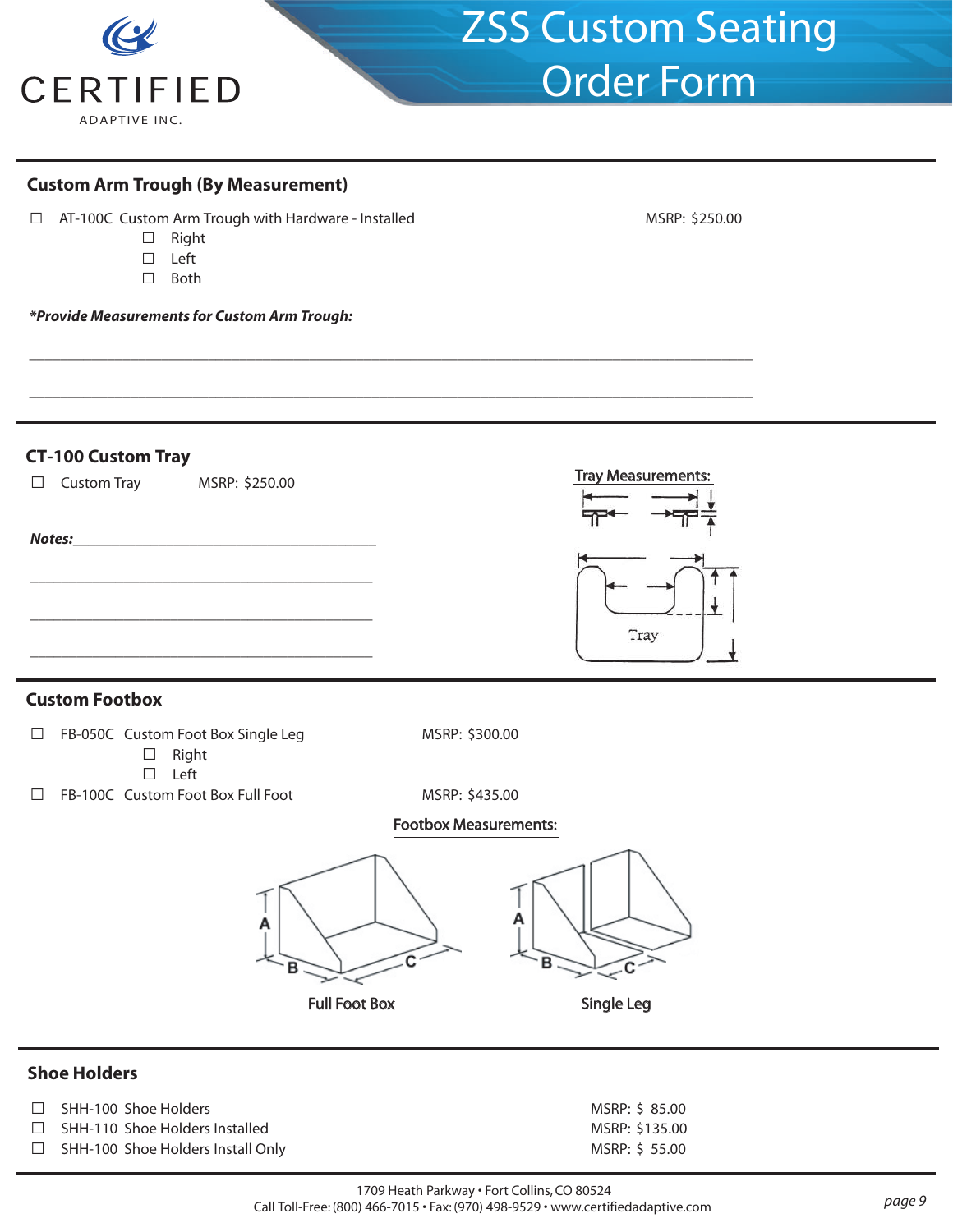# ZSS Custom Seating Order Form

## Custom Arm Trough (By Measurement)

☐ AT-100C Custom Arm Trough with Hardware - Installed — MSRP: $250.00

- ☐ Right
- ☐ Left
- ☐ Both

***Provide Measurements for Custom Arm Trough:***

______________________________________________________________________________

______________________________________________________________________________

## CT-100 Custom Tray

☐ Custom Tray — MSRP: $250.00

***Notes:***________________________________________

________________________________________

________________________________________

________________________________________

Tray Measurements:

Tray

## Custom Footbox

☐ FB-050C Custom Foot Box Single Leg — MSRP: $300.00

- ☐ Right
- ☐ Left

☐ FB-100C Custom Foot Box Full Foot — MSRP: $435.00

Footbox Measurements:

A B C

Full Foot Box

A B C

Single Leg

## Shoe Holders

| | | |
|---|---|---|
| ☐ | SHH-100 Shoe Holders | MSRP: $ 85.00 |
| ☐ | SHH-110 Shoe Holders Installed | MSRP: $135.00 |
| ☐ | SHH-100 Shoe Holders Install Only | MSRP: $ 55.00 |

1709 Heath Parkway • Fort Collins, CO 80524
Call Toll-Free: (800) 466-7015 • Fax: (970) 498-9529 • www.certifiedadaptive.com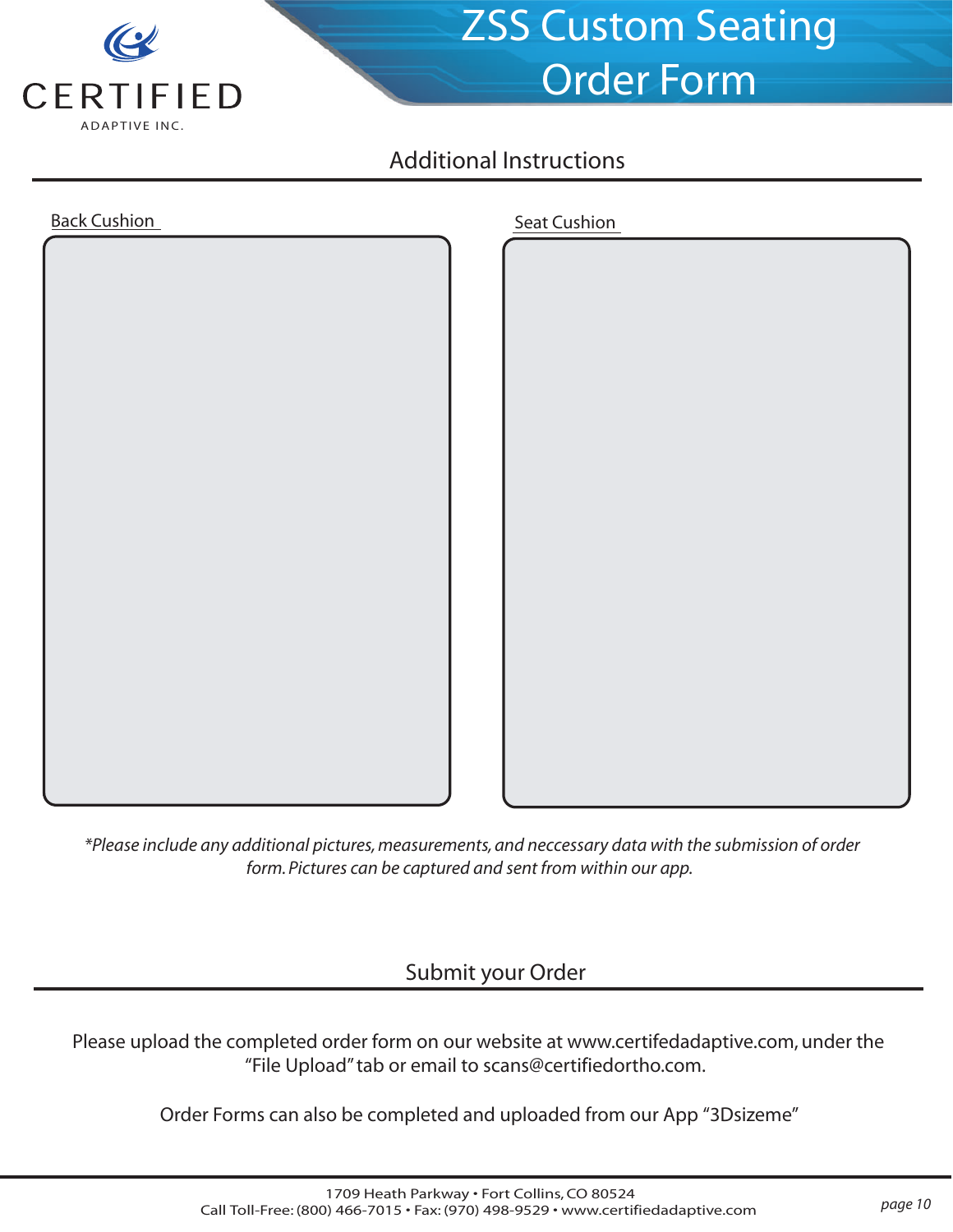CERTIFIED

ADAPTIVE INC.

# ZSS Custom Seating Order Form

## Additional Instructions

Back Cushion

Seat Cushion

*Please include any additional pictures, measurements, and neccessary data with the submission of order form. Pictures can be captured and sent from within our app.*

## Submit your Order

Please upload the completed order form on our website at www.certifedadaptive.com, under the "File Upload" tab or email to scans@certifiedortho.com.

Order Forms can also be completed and uploaded from our App "3Dsizeme"

1709 Heath Parkway • Fort Collins, CO 80524
Call Toll-Free: (800) 466-7015 • Fax: (970) 498-9529 • www.certifiedadaptive.com